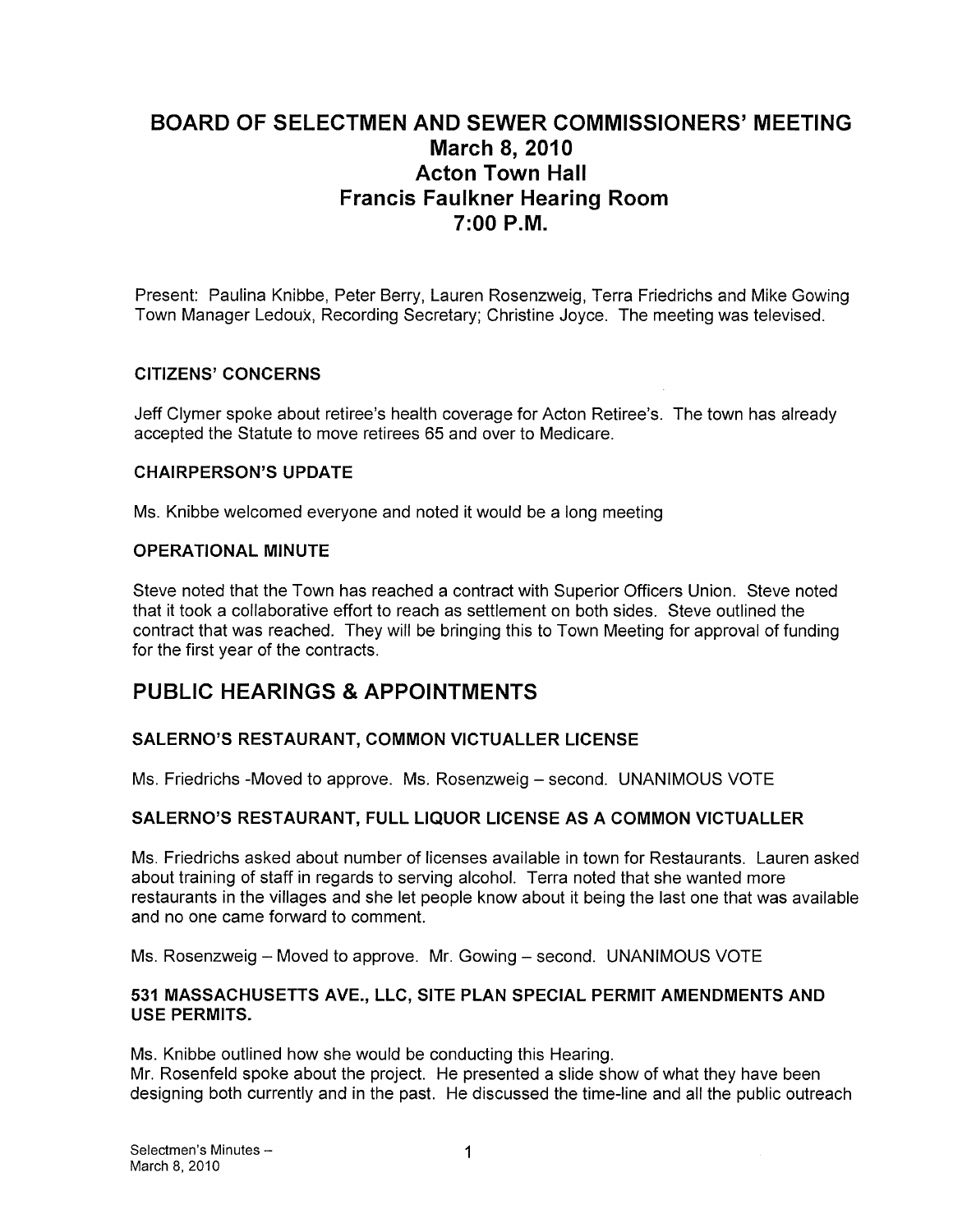# BOARD OF SELECTMEN AND SEWER COMMISSIONERS' MEETING
# March 8, 2010
# Acton Town Hall
# Francis Faulkner Hearing Room
# 7:00 P.M.

Present: Paulina Knibbe, Peter Berry, Lauren Rosenzweig, Terra Friedrichs and Mike Gowing Town Manager Ledoux, Recording Secretary; Christine Joyce. The meeting was televised.

### CITIZENS' CONCERNS

Jeff Clymer spoke about retiree's health coverage for Acton Retiree's. The town has already accepted the Statute to move retirees 65 and over to Medicare.

### CHAIRPERSON'S UPDATE

Ms. Knibbe welcomed everyone and noted it would be a long meeting

### OPERATIONAL MINUTE

Steve noted that the Town has reached a contract with Superior Officers Union. Steve noted that it took a collaborative effort to reach as settlement on both sides. Steve outlined the contract that was reached. They will be bringing this to Town Meeting for approval of funding for the first year of the contracts.

## PUBLIC HEARINGS & APPOINTMENTS

### SALERNO'S RESTAURANT, COMMON VICTUALLER LICENSE

Ms. Friedrichs -Moved to approve. Ms. Rosenzweig – second. UNANIMOUS VOTE

### SALERNO'S RESTAURANT, FULL LIQUOR LICENSE AS A COMMON VICTUALLER

Ms. Friedrichs asked about number of licenses available in town for Restaurants. Lauren asked about training of staff in regards to serving alcohol. Terra noted that she wanted more restaurants in the villages and she let people know about it being the last one that was available and no one came forward to comment.

Ms. Rosenzweig – Moved to approve. Mr. Gowing – second. UNANIMOUS VOTE

### 531 MASSACHUSETTS AVE., LLC, SITE PLAN SPECIAL PERMIT AMENDMENTS AND USE PERMITS.

Ms. Knibbe outlined how she would be conducting this Hearing.
Mr. Rosenfeld spoke about the project. He presented a slide show of what they have been designing both currently and in the past. He discussed the time-line and all the public outreach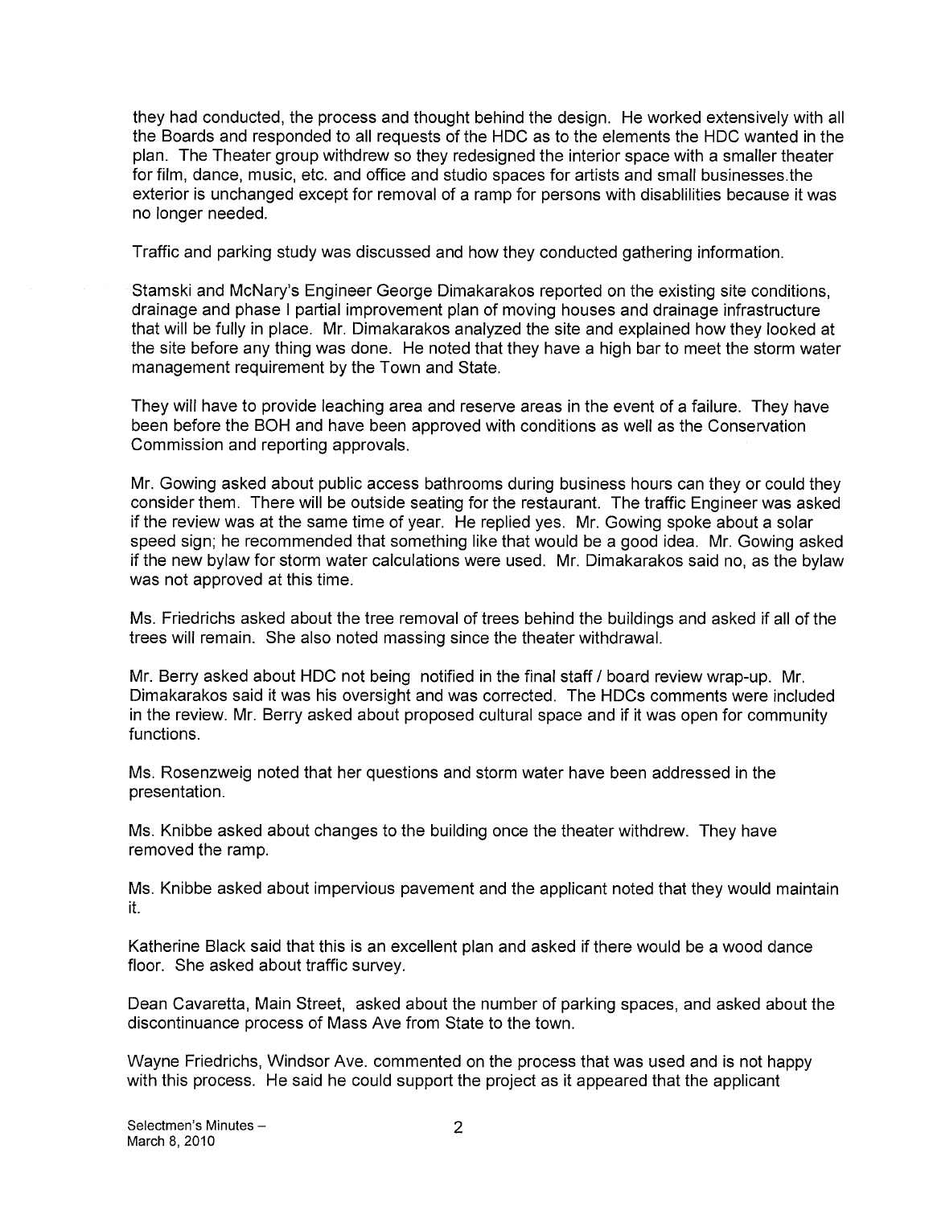they had conducted, the process and thought behind the design. He worked extensively with all the Boards and responded to all requests of the HDC as to the elements the HDC wanted in the plan. The Theater group withdrew so they redesigned the interior space with a smaller theater for film, dance, music, etc. and office and studio spaces for artists and small businesses.the exterior is unchanged except for removal of a ramp for persons with disablilities because it was no longer needed.

Traffic and parking study was discussed and how they conducted gathering information.

Stamski and McNary's Engineer George Dimakarakos reported on the existing site conditions, drainage and phase I partial improvement plan of moving houses and drainage infrastructure that will be fully in place. Mr. Dimakarakos analyzed the site and explained how they looked at the site before any thing was done. He noted that they have a high bar to meet the storm water management requirement by the Town and State.

They will have to provide leaching area and reserve areas in the event of a failure. They have been before the BOH and have been approved with conditions as well as the Conservation Commission and reporting approvals.

Mr. Gowing asked about public access bathrooms during business hours can they or could they consider them. There will be outside seating for the restaurant. The traffic Engineer was asked if the review was at the same time of year. He replied yes. Mr. Gowing spoke about a solar speed sign; he recommended that something like that would be a good idea. Mr. Gowing asked if the new bylaw for storm water calculations were used. Mr. Dimakarakos said no, as the bylaw was not approved at this time.

Ms. Friedrichs asked about the tree removal of trees behind the buildings and asked if all of the trees will remain. She also noted massing since the theater withdrawal.

Mr. Berry asked about HDC not being notified in the final staff / board review wrap-up. Mr. Dimakarakos said it was his oversight and was corrected. The HDCs comments were included in the review. Mr. Berry asked about proposed cultural space and if it was open for community functions.

Ms. Rosenzweig noted that her questions and storm water have been addressed in the presentation.

Ms. Knibbe asked about changes to the building once the theater withdrew. They have removed the ramp.

Ms. Knibbe asked about impervious pavement and the applicant noted that they would maintain it.

Katherine Black said that this is an excellent plan and asked if there would be a wood dance floor. She asked about traffic survey.

Dean Cavaretta, Main Street, asked about the number of parking spaces, and asked about the discontinuance process of Mass Ave from State to the town.

Wayne Friedrichs, Windsor Ave. commented on the process that was used and is not happy with this process. He said he could support the project as it appeared that the applicant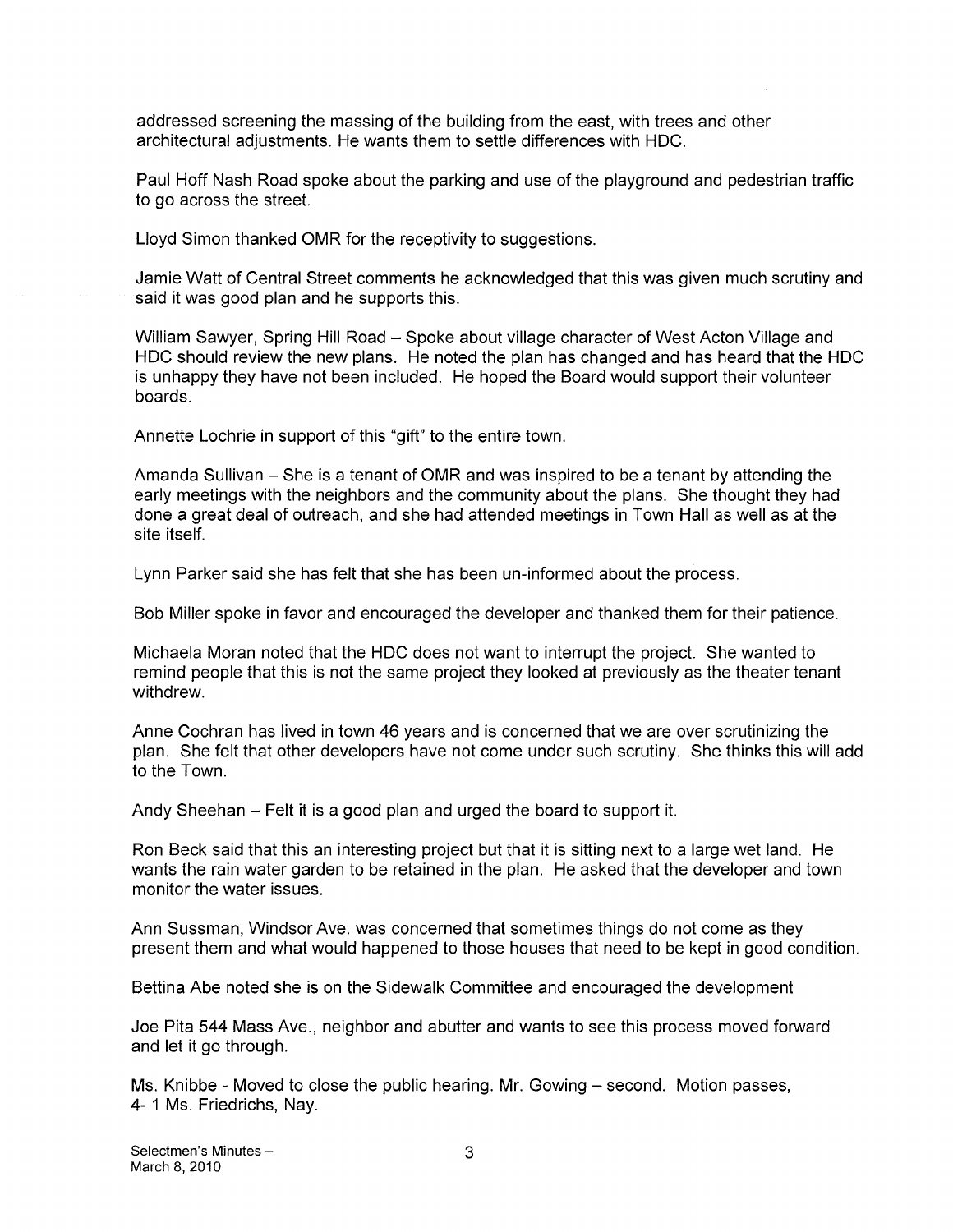addressed screening the massing of the building from the east, with trees and other architectural adjustments. He wants them to settle differences with HDC.

Paul Hoff Nash Road spoke about the parking and use of the playground and pedestrian traffic to go across the street.

Lloyd Simon thanked OMR for the receptivity to suggestions.

Jamie Watt of Central Street comments he acknowledged that this was given much scrutiny and said it was good plan and he supports this.

William Sawyer, Spring Hill Road – Spoke about village character of West Acton Village and HDC should review the new plans. He noted the plan has changed and has heard that the HDC is unhappy they have not been included. He hoped the Board would support their volunteer boards.

Annette Lochrie in support of this "gift" to the entire town.

Amanda Sullivan – She is a tenant of OMR and was inspired to be a tenant by attending the early meetings with the neighbors and the community about the plans. She thought they had done a great deal of outreach, and she had attended meetings in Town Hall as well as at the site itself.

Lynn Parker said she has felt that she has been un-informed about the process.

Bob Miller spoke in favor and encouraged the developer and thanked them for their patience.

Michaela Moran noted that the HDC does not want to interrupt the project. She wanted to remind people that this is not the same project they looked at previously as the theater tenant withdrew.

Anne Cochran has lived in town 46 years and is concerned that we are over scrutinizing the plan. She felt that other developers have not come under such scrutiny. She thinks this will add to the Town.

Andy Sheehan – Felt it is a good plan and urged the board to support it.

Ron Beck said that this an interesting project but that it is sitting next to a large wet land. He wants the rain water garden to be retained in the plan. He asked that the developer and town monitor the water issues.

Ann Sussman, Windsor Ave. was concerned that sometimes things do not come as they present them and what would happened to those houses that need to be kept in good condition.

Bettina Abe noted she is on the Sidewalk Committee and encouraged the development

Joe Pita 544 Mass Ave., neighbor and abutter and wants to see this process moved forward and let it go through.

Ms. Knibbe - Moved to close the public hearing. Mr. Gowing – second. Motion passes, 4- 1 Ms. Friedrichs, Nay.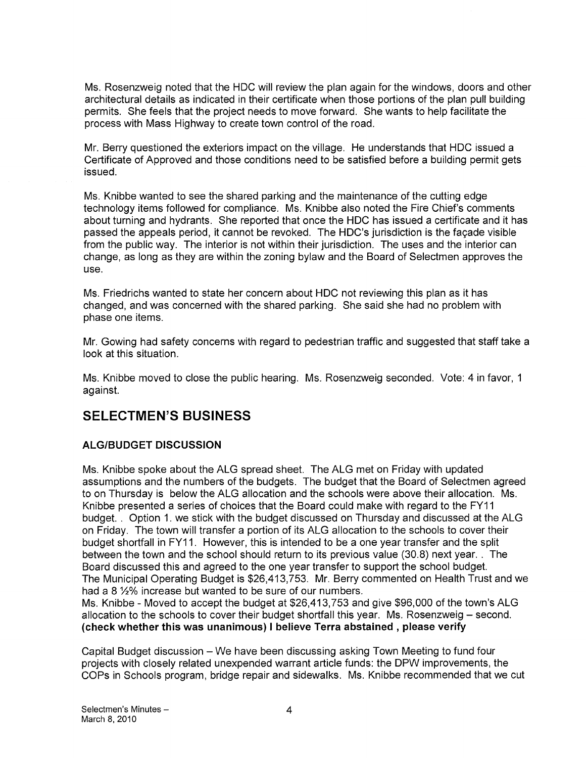Ms. Rosenzweig noted that the HDC will review the plan again for the windows, doors and other architectural details as indicated in their certificate when those portions of the plan pull building permits. She feels that the project needs to move forward. She wants to help facilitate the process with Mass Highway to create town control of the road.

Mr. Berry questioned the exteriors impact on the village. He understands that HDC issued a Certificate of Approved and those conditions need to be satisfied before a building permit gets issued.

Ms. Knibbe wanted to see the shared parking and the maintenance of the cutting edge technology items followed for compliance. Ms. Knibbe also noted the Fire Chief's comments about turning and hydrants. She reported that once the HDC has issued a certificate and it has passed the appeals period, it cannot be revoked. The HDC's jurisdiction is the façade visible from the public way. The interior is not within their jurisdiction. The uses and the interior can change, as long as they are within the zoning bylaw and the Board of Selectmen approves the use.

Ms. Friedrichs wanted to state her concern about HDC not reviewing this plan as it has changed, and was concerned with the shared parking. She said she had no problem with phase one items.

Mr. Gowing had safety concerns with regard to pedestrian traffic and suggested that staff take a look at this situation.

Ms. Knibbe moved to close the public hearing. Ms. Rosenzweig seconded. Vote: 4 in favor, 1 against.

## SELECTMEN'S BUSINESS

### ALG/BUDGET DISCUSSION

Ms. Knibbe spoke about the ALG spread sheet. The ALG met on Friday with updated assumptions and the numbers of the budgets. The budget that the Board of Selectmen agreed to on Thursday is below the ALG allocation and the schools were above their allocation. Ms. Knibbe presented a series of choices that the Board could make with regard to the FY11 budget. . Option 1. we stick with the budget discussed on Thursday and discussed at the ALG on Friday. The town will transfer a portion of its ALG allocation to the schools to cover their budget shortfall in FY11. However, this is intended to be a one year transfer and the split between the town and the school should return to its previous value (30.8) next year. . The Board discussed this and agreed to the one year transfer to support the school budget.
The Municipal Operating Budget is $26,413,753. Mr. Berry commented on Health Trust and we had a 8 ½% increase but wanted to be sure of our numbers.
Ms. Knibbe - Moved to accept the budget at $26,413,753 and give $96,000 of the town's ALG allocation to the schools to cover their budget shortfall this year. Ms. Rosenzweig – second. **(check whether this was unanimous) I believe Terra abstained , please verify**

Capital Budget discussion – We have been discussing asking Town Meeting to fund four projects with closely related unexpended warrant article funds: the DPW improvements, the COPs in Schools program, bridge repair and sidewalks. Ms. Knibbe recommended that we cut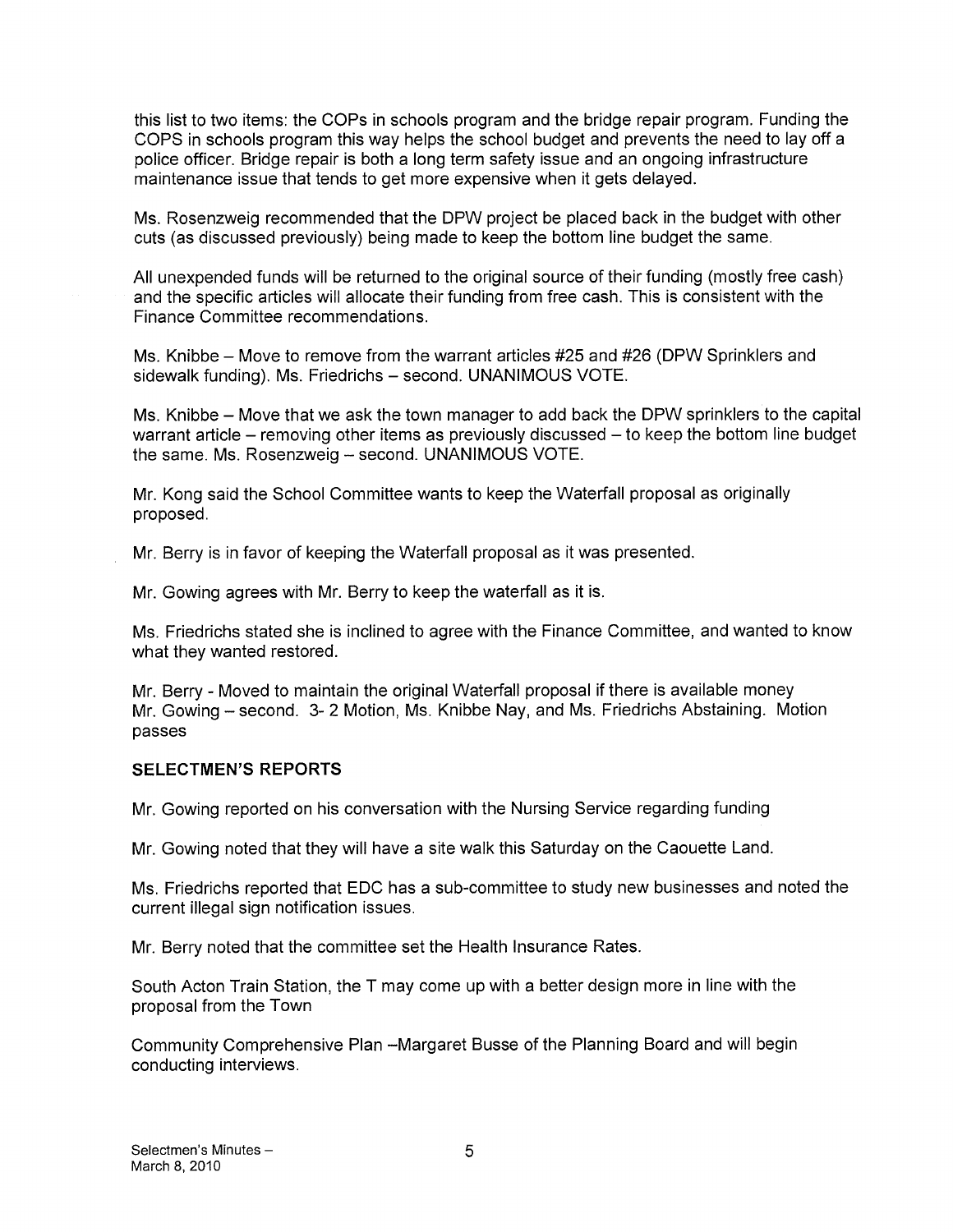this list to two items: the COPs in schools program and the bridge repair program. Funding the COPS in schools program this way helps the school budget and prevents the need to lay off a police officer. Bridge repair is both a long term safety issue and an ongoing infrastructure maintenance issue that tends to get more expensive when it gets delayed.

Ms. Rosenzweig recommended that the DPW project be placed back in the budget with other cuts (as discussed previously) being made to keep the bottom line budget the same.

All unexpended funds will be returned to the original source of their funding (mostly free cash) and the specific articles will allocate their funding from free cash. This is consistent with the Finance Committee recommendations.

Ms. Knibbe – Move to remove from the warrant articles #25 and #26 (DPW Sprinklers and sidewalk funding). Ms. Friedrichs – second. UNANIMOUS VOTE.

Ms. Knibbe – Move that we ask the town manager to add back the DPW sprinklers to the capital warrant article – removing other items as previously discussed – to keep the bottom line budget the same. Ms. Rosenzweig – second. UNANIMOUS VOTE.

Mr. Kong said the School Committee wants to keep the Waterfall proposal as originally proposed.

Mr. Berry is in favor of keeping the Waterfall proposal as it was presented.

Mr. Gowing agrees with Mr. Berry to keep the waterfall as it is.

Ms. Friedrichs stated she is inclined to agree with the Finance Committee, and wanted to know what they wanted restored.

Mr. Berry - Moved to maintain the original Waterfall proposal if there is available money Mr. Gowing – second. 3- 2 Motion, Ms. Knibbe Nay, and Ms. Friedrichs Abstaining. Motion passes

**SELECTMEN'S REPORTS**

Mr. Gowing reported on his conversation with the Nursing Service regarding funding

Mr. Gowing noted that they will have a site walk this Saturday on the Caouette Land.

Ms. Friedrichs reported that EDC has a sub-committee to study new businesses and noted the current illegal sign notification issues.

Mr. Berry noted that the committee set the Health Insurance Rates.

South Acton Train Station, the T may come up with a better design more in line with the proposal from the Town

Community Comprehensive Plan –Margaret Busse of the Planning Board and will begin conducting interviews.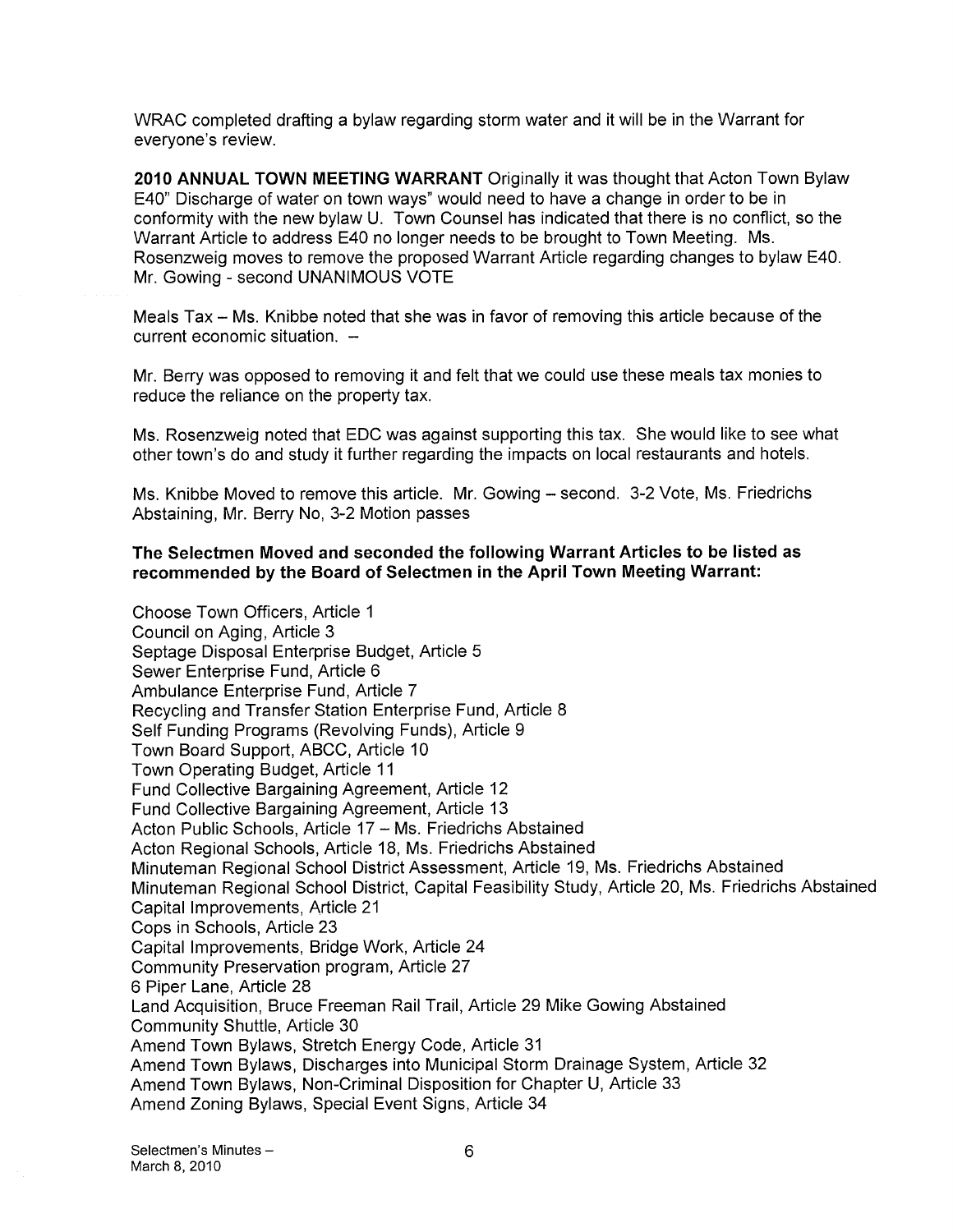WRAC completed drafting a bylaw regarding storm water and it will be in the Warrant for everyone's review.

**2010 ANNUAL TOWN MEETING WARRANT** Originally it was thought that Acton Town Bylaw E40" Discharge of water on town ways" would need to have a change in order to be in conformity with the new bylaw U. Town Counsel has indicated that there is no conflict, so the Warrant Article to address E40 no longer needs to be brought to Town Meeting. Ms. Rosenzweig moves to remove the proposed Warrant Article regarding changes to bylaw E40. Mr. Gowing - second UNANIMOUS VOTE

Meals Tax – Ms. Knibbe noted that she was in favor of removing this article because of the current economic situation. –

Mr. Berry was opposed to removing it and felt that we could use these meals tax monies to reduce the reliance on the property tax.

Ms. Rosenzweig noted that EDC was against supporting this tax. She would like to see what other town's do and study it further regarding the impacts on local restaurants and hotels.

Ms. Knibbe Moved to remove this article. Mr. Gowing – second. 3-2 Vote, Ms. Friedrichs Abstaining, Mr. Berry No, 3-2 Motion passes

**The Selectmen Moved and seconded the following Warrant Articles to be listed as recommended by the Board of Selectmen in the April Town Meeting Warrant:**

Choose Town Officers, Article 1
Council on Aging, Article 3
Septage Disposal Enterprise Budget, Article 5
Sewer Enterprise Fund, Article 6
Ambulance Enterprise Fund, Article 7
Recycling and Transfer Station Enterprise Fund, Article 8
Self Funding Programs (Revolving Funds), Article 9
Town Board Support, ABCC, Article 10
Town Operating Budget, Article 11
Fund Collective Bargaining Agreement, Article 12
Fund Collective Bargaining Agreement, Article 13
Acton Public Schools, Article 17 – Ms. Friedrichs Abstained
Acton Regional Schools, Article 18, Ms. Friedrichs Abstained
Minuteman Regional School District Assessment, Article 19, Ms. Friedrichs Abstained
Minuteman Regional School District, Capital Feasibility Study, Article 20, Ms. Friedrichs Abstained
Capital Improvements, Article 21
Cops in Schools, Article 23
Capital Improvements, Bridge Work, Article 24
Community Preservation program, Article 27
6 Piper Lane, Article 28
Land Acquisition, Bruce Freeman Rail Trail, Article 29 Mike Gowing Abstained
Community Shuttle, Article 30
Amend Town Bylaws, Stretch Energy Code, Article 31
Amend Town Bylaws, Discharges into Municipal Storm Drainage System, Article 32
Amend Town Bylaws, Non-Criminal Disposition for Chapter U, Article 33
Amend Zoning Bylaws, Special Event Signs, Article 34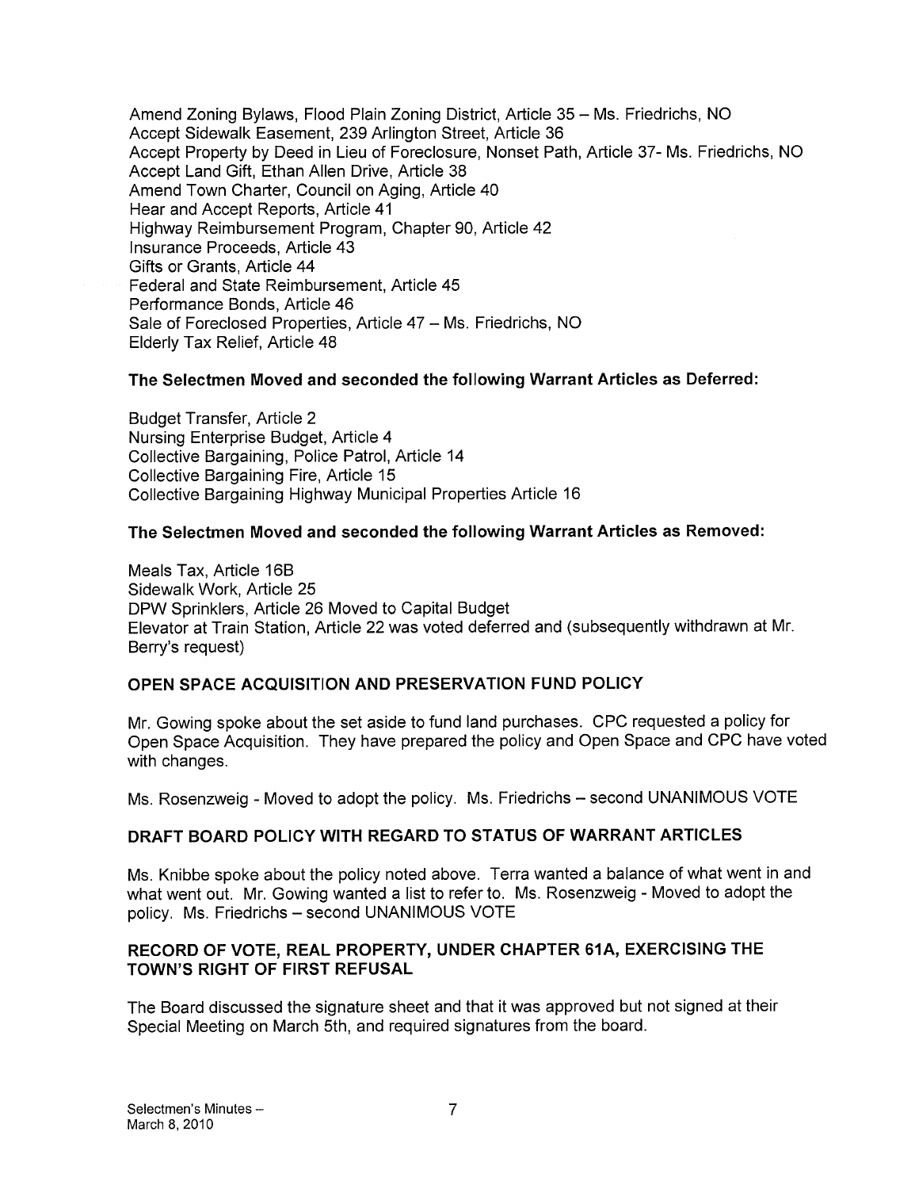Amend Zoning Bylaws, Flood Plain Zoning District, Article 35 – Ms. Friedrichs, NO
Accept Sidewalk Easement, 239 Arlington Street, Article 36
Accept Property by Deed in Lieu of Foreclosure, Nonset Path, Article 37- Ms. Friedrichs, NO
Accept Land Gift, Ethan Allen Drive, Article 38
Amend Town Charter, Council on Aging, Article 40
Hear and Accept Reports, Article 41
Highway Reimbursement Program, Chapter 90, Article 42
Insurance Proceeds, Article 43
Gifts or Grants, Article 44
Federal and State Reimbursement, Article 45
Performance Bonds, Article 46
Sale of Foreclosed Properties, Article 47 – Ms. Friedrichs, NO
Elderly Tax Relief, Article 48

**The Selectmen Moved and seconded the following Warrant Articles as Deferred:**

Budget Transfer, Article 2
Nursing Enterprise Budget, Article 4
Collective Bargaining, Police Patrol, Article 14
Collective Bargaining Fire, Article 15
Collective Bargaining Highway Municipal Properties Article 16

**The Selectmen Moved and seconded the following Warrant Articles as Removed:**

Meals Tax, Article 16B
Sidewalk Work, Article 25
DPW Sprinklers, Article 26 Moved to Capital Budget
Elevator at Train Station, Article 22 was voted deferred and (subsequently withdrawn at Mr. Berry's request)

## OPEN SPACE ACQUISITION AND PRESERVATION FUND POLICY

Mr. Gowing spoke about the set aside to fund land purchases. CPC requested a policy for Open Space Acquisition. They have prepared the policy and Open Space and CPC have voted with changes.

Ms. Rosenzweig - Moved to adopt the policy. Ms. Friedrichs – second UNANIMOUS VOTE

## DRAFT BOARD POLICY WITH REGARD TO STATUS OF WARRANT ARTICLES

Ms. Knibbe spoke about the policy noted above. Terra wanted a balance of what went in and what went out. Mr. Gowing wanted a list to refer to. Ms. Rosenzweig - Moved to adopt the policy. Ms. Friedrichs – second UNANIMOUS VOTE

## RECORD OF VOTE, REAL PROPERTY, UNDER CHAPTER 61A, EXERCISING THE TOWN'S RIGHT OF FIRST REFUSAL

The Board discussed the signature sheet and that it was approved but not signed at their Special Meeting on March 5th, and required signatures from the board.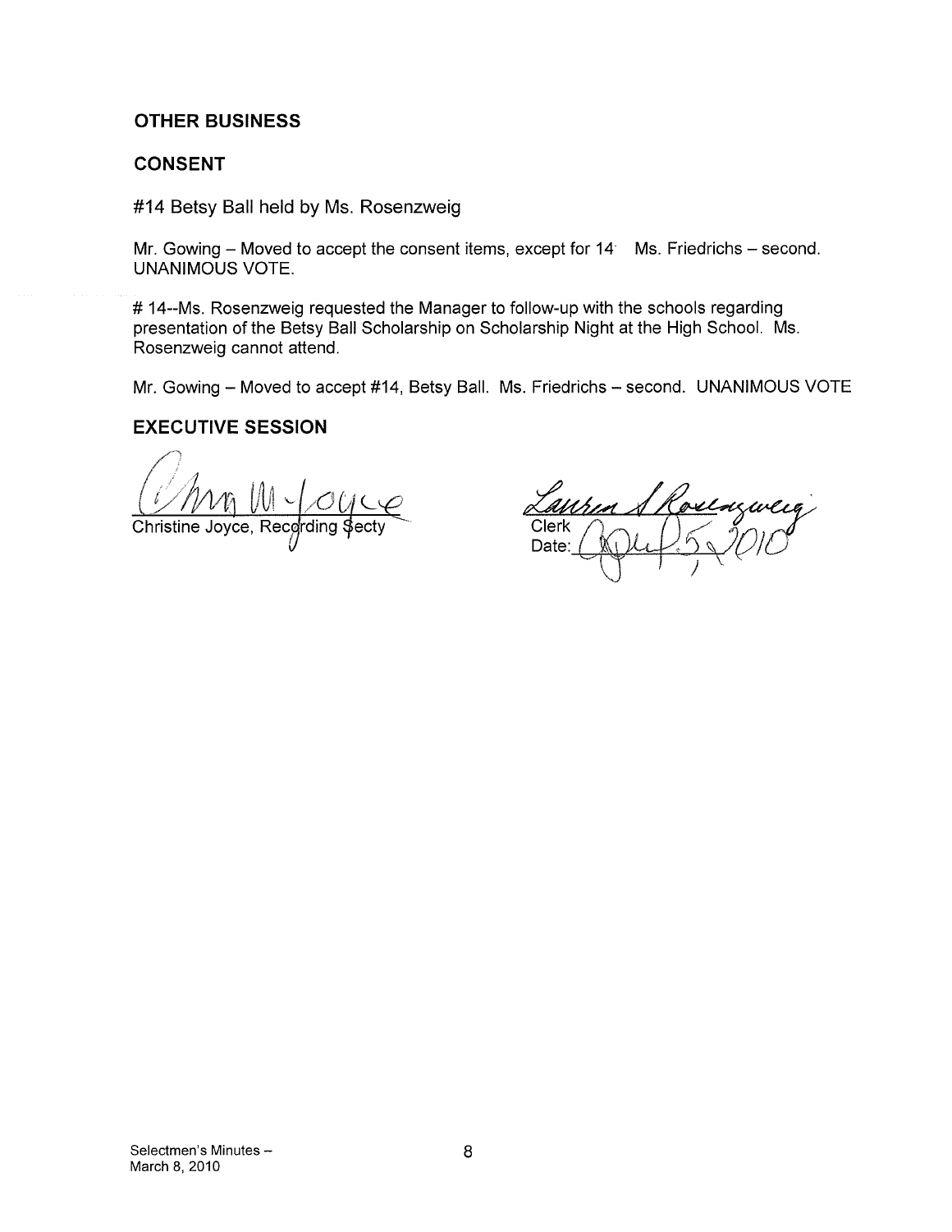## OTHER BUSINESS

## CONSENT

#14 Betsy Ball held by Ms. Rosenzweig

Mr. Gowing – Moved to accept the consent items, except for 14. Ms. Friedrichs – second. UNANIMOUS VOTE.

# 14--Ms. Rosenzweig requested the Manager to follow-up with the schools regarding presentation of the Betsy Ball Scholarship on Scholarship Night at the High School. Ms. Rosenzweig cannot attend.

Mr. Gowing – Moved to accept #14, Betsy Ball. Ms. Friedrichs – second. UNANIMOUS VOTE

## EXECUTIVE SESSION

Christine Joyce, Recording Secty

Clerk
Date: April 5, 2010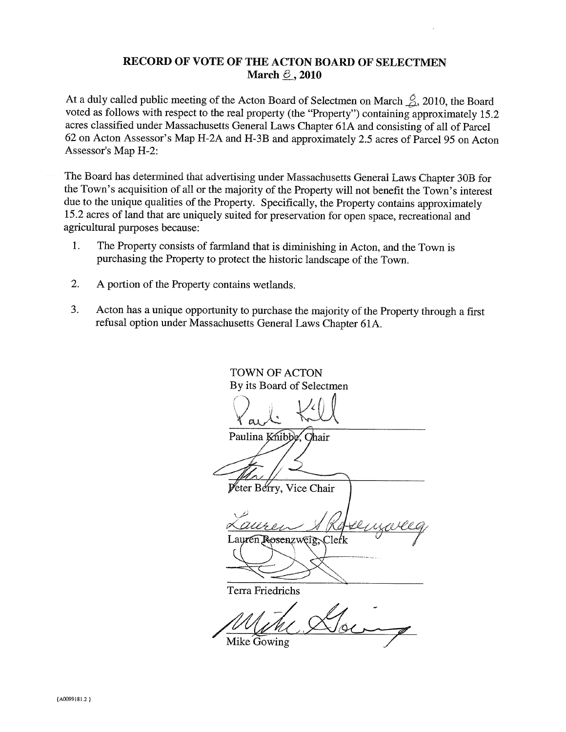# RECORD OF VOTE OF THE ACTON BOARD OF SELECTMEN
## March 8, 2010

At a duly called public meeting of the Acton Board of Selectmen on March 8, 2010, the Board voted as follows with respect to the real property (the "Property") containing approximately 15.2 acres classified under Massachusetts General Laws Chapter 61A and consisting of all of Parcel 62 on Acton Assessor's Map H-2A and H-3B and approximately 2.5 acres of Parcel 95 on Acton Assessor's Map H-2:

The Board has determined that advertising under Massachusetts General Laws Chapter 30B for the Town's acquisition of all or the majority of the Property will not benefit the Town's interest due to the unique qualities of the Property. Specifically, the Property contains approximately 15.2 acres of land that are uniquely suited for preservation for open space, recreational and agricultural purposes because:

1. The Property consists of farmland that is diminishing in Acton, and the Town is purchasing the Property to protect the historic landscape of the Town.

2. A portion of the Property contains wetlands.

3. Acton has a unique opportunity to purchase the majority of the Property through a first refusal option under Massachusetts General Laws Chapter 61A.

TOWN OF ACTON
By its Board of Selectmen

Paulina Knibbe, Chair

Peter Berry, Vice Chair

Lauren Rosenzweig, Clerk

Terra Friedrichs

Mike Gowing

{A0099181.2 }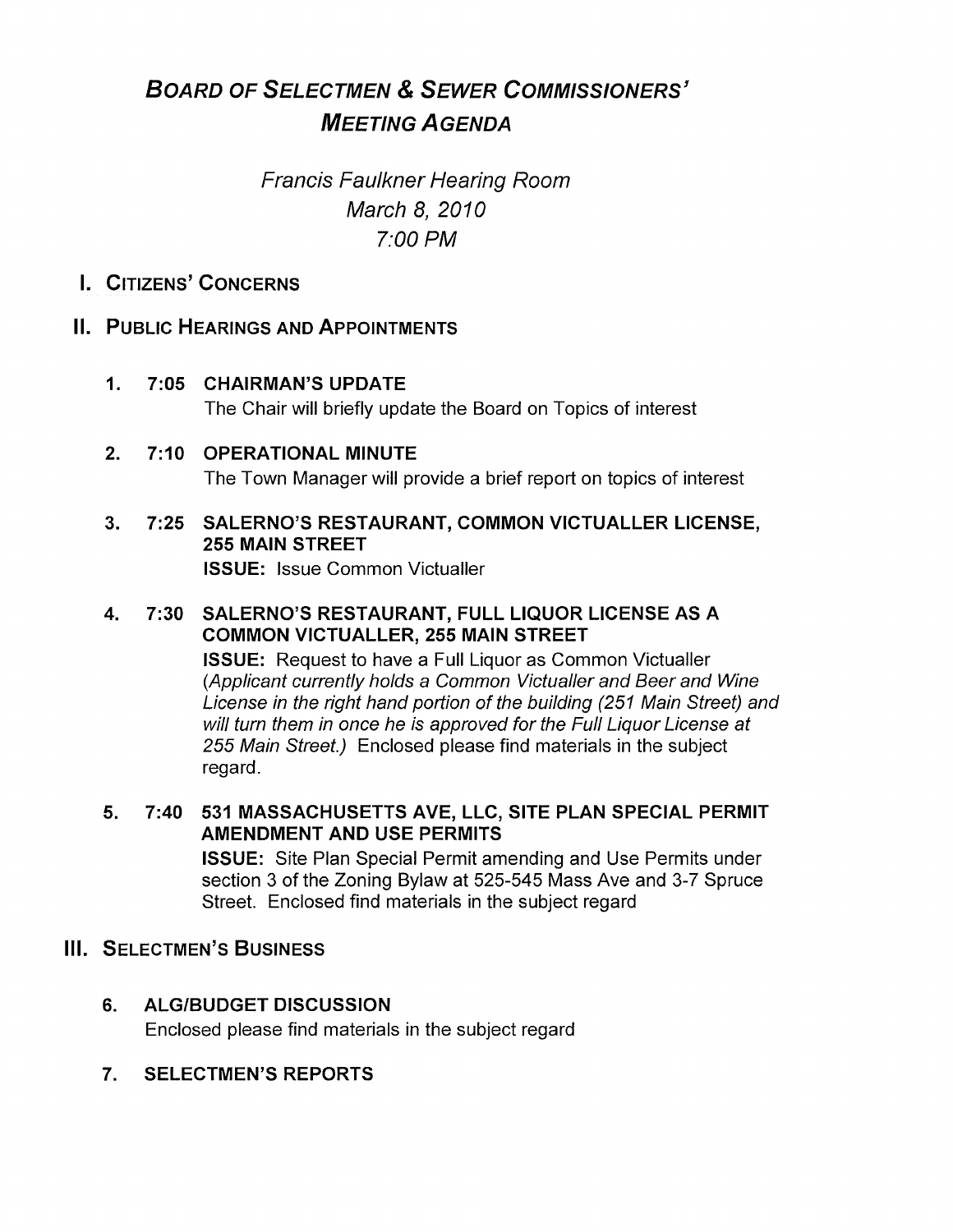# BOARD OF SELECTMEN & SEWER COMMISSIONERS' MEETING AGENDA

*Francis Faulkner Hearing Room*
*March 8, 2010*
*7:00 PM*

## I. CITIZENS' CONCERNS

## II. PUBLIC HEARINGS AND APPOINTMENTS

1. **7:05 CHAIRMAN'S UPDATE**
   The Chair will briefly update the Board on Topics of interest

2. **7:10 OPERATIONAL MINUTE**
   The Town Manager will provide a brief report on topics of interest

3. **7:25 SALERNO'S RESTAURANT, COMMON VICTUALLER LICENSE, 255 MAIN STREET**
   **ISSUE:** Issue Common Victualler

4. **7:30 SALERNO'S RESTAURANT, FULL LIQUOR LICENSE AS A COMMON VICTUALLER, 255 MAIN STREET**
   **ISSUE:** Request to have a Full Liquor as Common Victualler *(Applicant currently holds a Common Victualler and Beer and Wine License in the right hand portion of the building (251 Main Street) and will turn them in once he is approved for the Full Liquor License at 255 Main Street.)* Enclosed please find materials in the subject regard.

5. **7:40 531 MASSACHUSETTS AVE, LLC, SITE PLAN SPECIAL PERMIT AMENDMENT AND USE PERMITS**
   **ISSUE:** Site Plan Special Permit amending and Use Permits under section 3 of the Zoning Bylaw at 525-545 Mass Ave and 3-7 Spruce Street. Enclosed find materials in the subject regard

## III. SELECTMEN'S BUSINESS

6. **ALG/BUDGET DISCUSSION**
   Enclosed please find materials in the subject regard

7. **SELECTMEN'S REPORTS**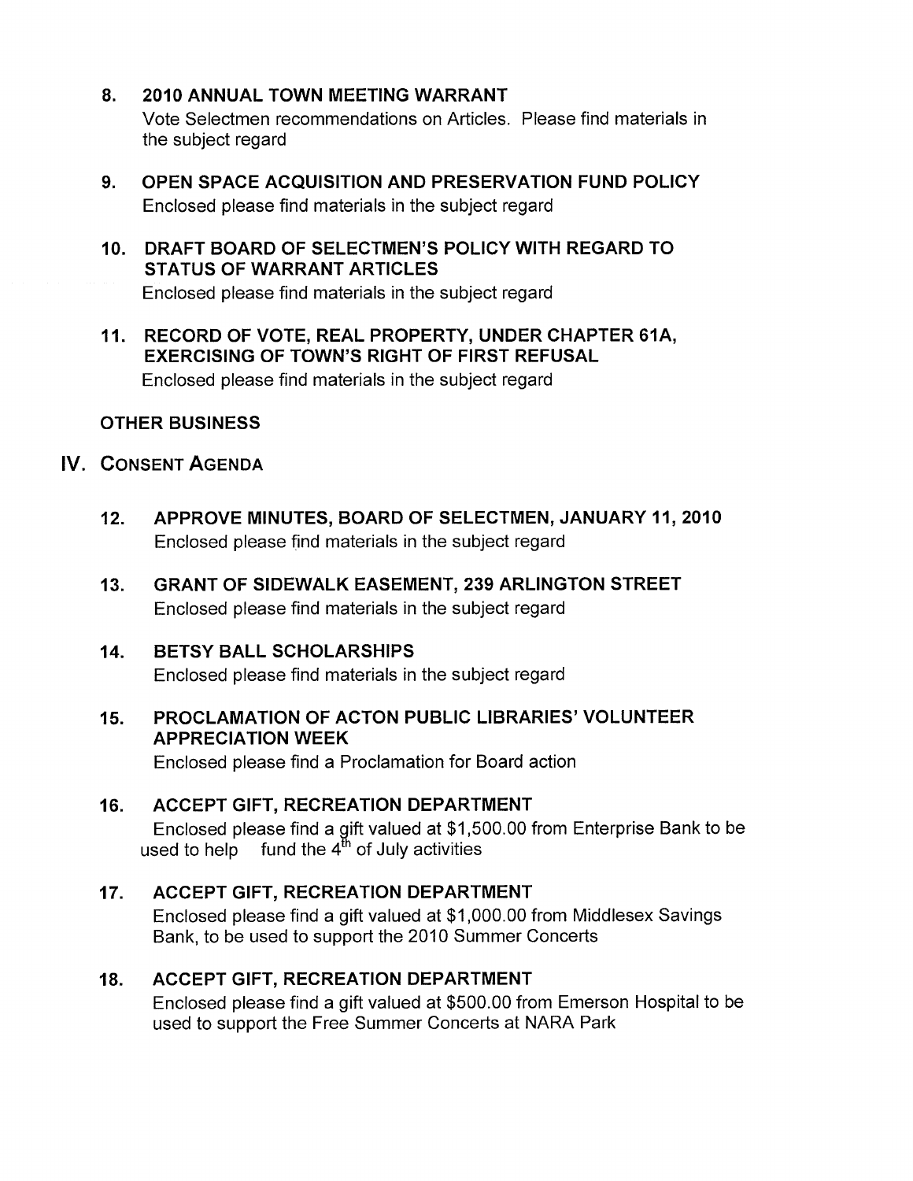8. **2010 ANNUAL TOWN MEETING WARRANT**
   Vote Selectmen recommendations on Articles. Please find materials in the subject regard

9. **OPEN SPACE ACQUISITION AND PRESERVATION FUND POLICY**
   Enclosed please find materials in the subject regard

10. **DRAFT BOARD OF SELECTMEN'S POLICY WITH REGARD TO STATUS OF WARRANT ARTICLES**
    Enclosed please find materials in the subject regard

11. **RECORD OF VOTE, REAL PROPERTY, UNDER CHAPTER 61A, EXERCISING OF TOWN'S RIGHT OF FIRST REFUSAL**
    Enclosed please find materials in the subject regard

**OTHER BUSINESS**

## IV. CONSENT AGENDA

12. **APPROVE MINUTES, BOARD OF SELECTMEN, JANUARY 11, 2010**
    Enclosed please find materials in the subject regard

13. **GRANT OF SIDEWALK EASEMENT, 239 ARLINGTON STREET**
    Enclosed please find materials in the subject regard

14. **BETSY BALL SCHOLARSHIPS**
    Enclosed please find materials in the subject regard

15. **PROCLAMATION OF ACTON PUBLIC LIBRARIES' VOLUNTEER APPRECIATION WEEK**
    Enclosed please find a Proclamation for Board action

16. **ACCEPT GIFT, RECREATION DEPARTMENT**
    Enclosed please find a gift valued at $1,500.00 from Enterprise Bank to be used to help fund the 4th of July activities

17. **ACCEPT GIFT, RECREATION DEPARTMENT**
    Enclosed please find a gift valued at $1,000.00 from Middlesex Savings Bank, to be used to support the 2010 Summer Concerts

18. **ACCEPT GIFT, RECREATION DEPARTMENT**
    Enclosed please find a gift valued at $500.00 from Emerson Hospital to be used to support the Free Summer Concerts at NARA Park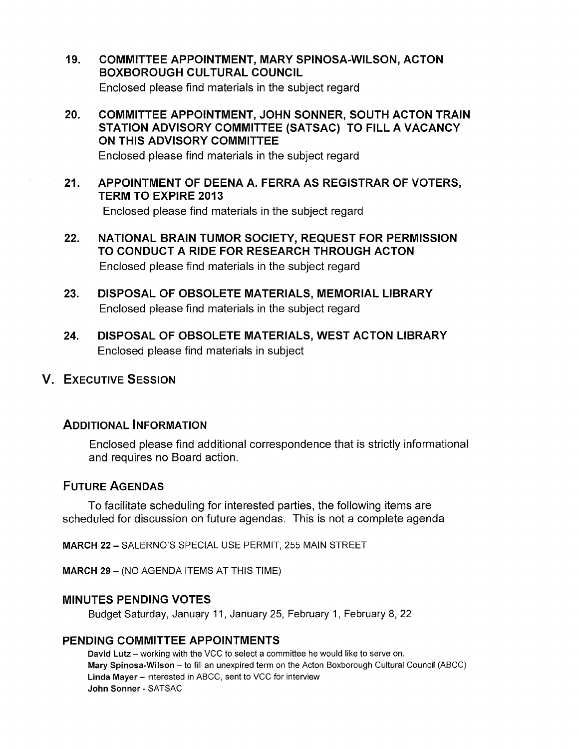**19. COMMITTEE APPOINTMENT, MARY SPINOSA-WILSON, ACTON BOXBOROUGH CULTURAL COUNCIL**

Enclosed please find materials in the subject regard

**20. COMMITTEE APPOINTMENT, JOHN SONNER, SOUTH ACTON TRAIN STATION ADVISORY COMMITTEE (SATSAC) TO FILL A VACANCY ON THIS ADVISORY COMMITTEE**

Enclosed please find materials in the subject regard

**21. APPOINTMENT OF DEENA A. FERRA AS REGISTRAR OF VOTERS, TERM TO EXPIRE 2013**

Enclosed please find materials in the subject regard

**22. NATIONAL BRAIN TUMOR SOCIETY, REQUEST FOR PERMISSION TO CONDUCT A RIDE FOR RESEARCH THROUGH ACTON**

Enclosed please find materials in the subject regard

**23. DISPOSAL OF OBSOLETE MATERIALS, MEMORIAL LIBRARY**

Enclosed please find materials in the subject regard

**24. DISPOSAL OF OBSOLETE MATERIALS, WEST ACTON LIBRARY**

Enclosed please find materials in subject

## V. Executive Session

### Additional Information

Enclosed please find additional correspondence that is strictly informational and requires no Board action.

### Future Agendas

To facilitate scheduling for interested parties, the following items are scheduled for discussion on future agendas. This is not a complete agenda

**MARCH 22** – SALERNO'S SPECIAL USE PERMIT, 255 MAIN STREET

**MARCH 29** – (NO AGENDA ITEMS AT THIS TIME)

### MINUTES PENDING VOTES

Budget Saturday, January 11, January 25, February 1, February 8, 22

### PENDING COMMITTEE APPOINTMENTS

**David Lutz** – working with the VCC to select a committee he would like to serve on.
**Mary Spinosa-Wilson** – to fill an unexpired term on the Acton Boxborough Cultural Council (ABCC)
**Linda Mayer** – interested in ABCC, sent to VCC for interview
**John Sonner** - SATSAC